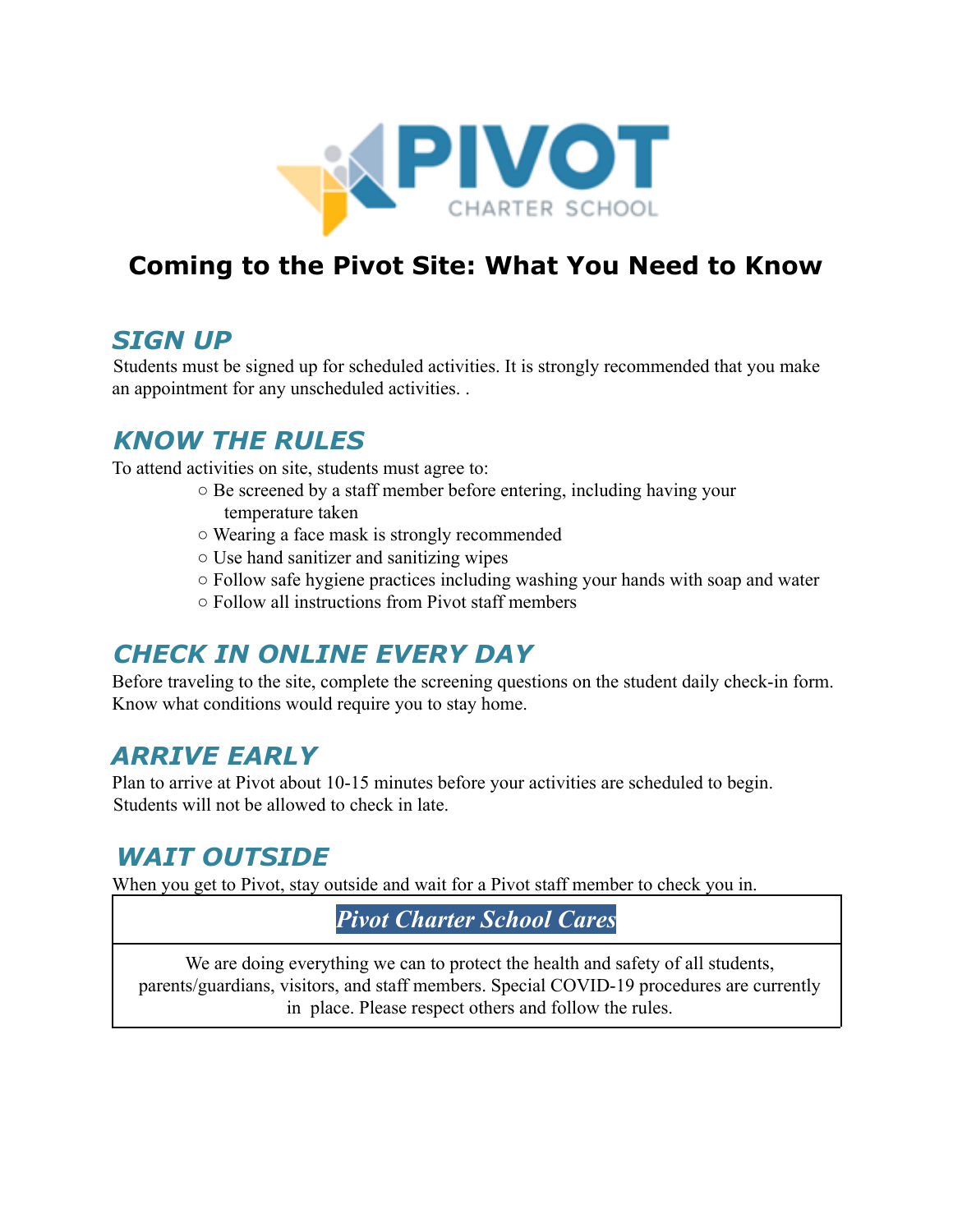# Coming to the Pivot Site: What You Need to Know

## *SIGN UP*

Students must be signed up for scheduled activities. It is strongly recommended that you make an appointment for any unscheduled activities. .

## *KNOW THE RULES*

To attend activities on site, students must agree to:

- Be screened by a staff member before entering, including having your temperature taken
- Wearing a face mask is strongly recommended
- Use hand sanitizer and sanitizing wipes
- Follow safe hygiene practices including washing your hands with soap and water
- Follow all instructions from Pivot staff members

## *CHECK IN ONLINE EVERY DAY*

Before traveling to the site, complete the screening questions on the student daily check-in form. Know what conditions would require you to stay home.

## *ARRIVE EARLY*

Plan to arrive at Pivot about 10-15 minutes before your activities are scheduled to begin. Students will not be allowed to check in late.

## *WAIT OUTSIDE*

When you get to Pivot, stay outside and wait for a Pivot staff member to check you in.

| ***Pivot Charter School Cares*** |
| --- |
| We are doing everything we can to protect the health and safety of all students, parents/guardians, visitors, and staff members. Special COVID-19 procedures are currently in place. Please respect others and follow the rules. |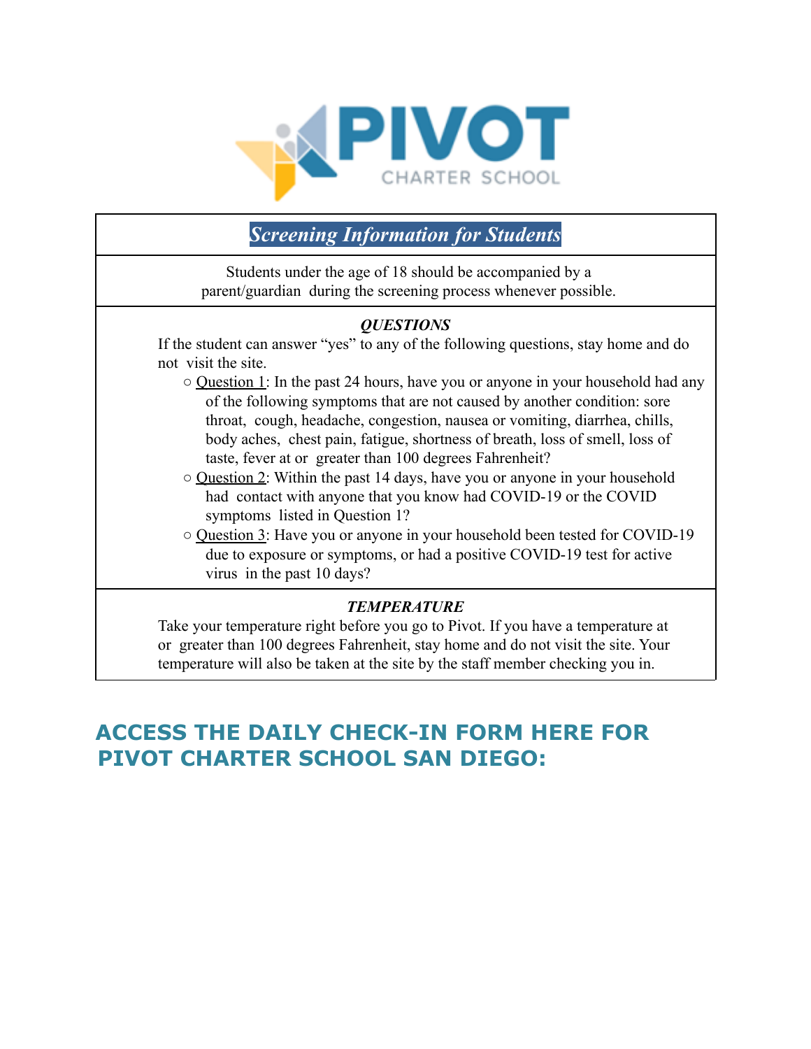PIVOT CHARTER SCHOOL

## *Screening Information for Students*

Students under the age of 18 should be accompanied by a parent/guardian during the screening process whenever possible.

### *QUESTIONS*

If the student can answer "yes" to any of the following questions, stay home and do not visit the site.

- Question 1: In the past 24 hours, have you or anyone in your household had any of the following symptoms that are not caused by another condition: sore throat, cough, headache, congestion, nausea or vomiting, diarrhea, chills, body aches, chest pain, fatigue, shortness of breath, loss of smell, loss of taste, fever at or greater than 100 degrees Fahrenheit?
- Question 2: Within the past 14 days, have you or anyone in your household had contact with anyone that you know had COVID-19 or the COVID symptoms listed in Question 1?
- Question 3: Have you or anyone in your household been tested for COVID-19 due to exposure or symptoms, or had a positive COVID-19 test for active virus in the past 10 days?

### *TEMPERATURE*

Take your temperature right before you go to Pivot. If you have a temperature at or greater than 100 degrees Fahrenheit, stay home and do not visit the site. Your temperature will also be taken at the site by the staff member checking you in.

## ACCESS THE DAILY CHECK-IN FORM HERE FOR PIVOT CHARTER SCHOOL SAN DIEGO: